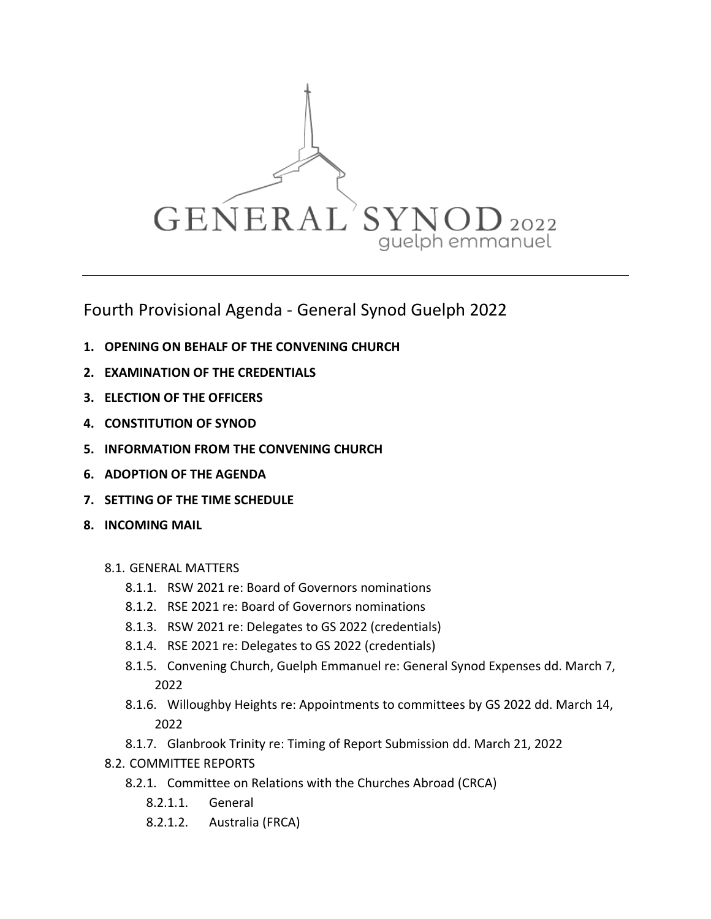GENERAL SYNOD 2022
guelph emmanuel

---

# Fourth Provisional Agenda - General Synod Guelph 2022

1. **OPENING ON BEHALF OF THE CONVENING CHURCH**
2. **EXAMINATION OF THE CREDENTIALS**
3. **ELECTION OF THE OFFICERS**
4. **CONSTITUTION OF SYNOD**
5. **INFORMATION FROM THE CONVENING CHURCH**
6. **ADOPTION OF THE AGENDA**
7. **SETTING OF THE TIME SCHEDULE**
8. **INCOMING MAIL**

   8.1. GENERAL MATTERS
      - 8.1.1. RSW 2021 re: Board of Governors nominations
      - 8.1.2. RSE 2021 re: Board of Governors nominations
      - 8.1.3. RSW 2021 re: Delegates to GS 2022 (credentials)
      - 8.1.4. RSE 2021 re: Delegates to GS 2022 (credentials)
      - 8.1.5. Convening Church, Guelph Emmanuel re: General Synod Expenses dd. March 7, 2022
      - 8.1.6. Willoughby Heights re: Appointments to committees by GS 2022 dd. March 14, 2022
      - 8.1.7. Glanbrook Trinity re: Timing of Report Submission dd. March 21, 2022

   8.2. COMMITTEE REPORTS
      - 8.2.1. Committee on Relations with the Churches Abroad (CRCA)
         - 8.2.1.1. General
         - 8.2.1.2. Australia (FRCA)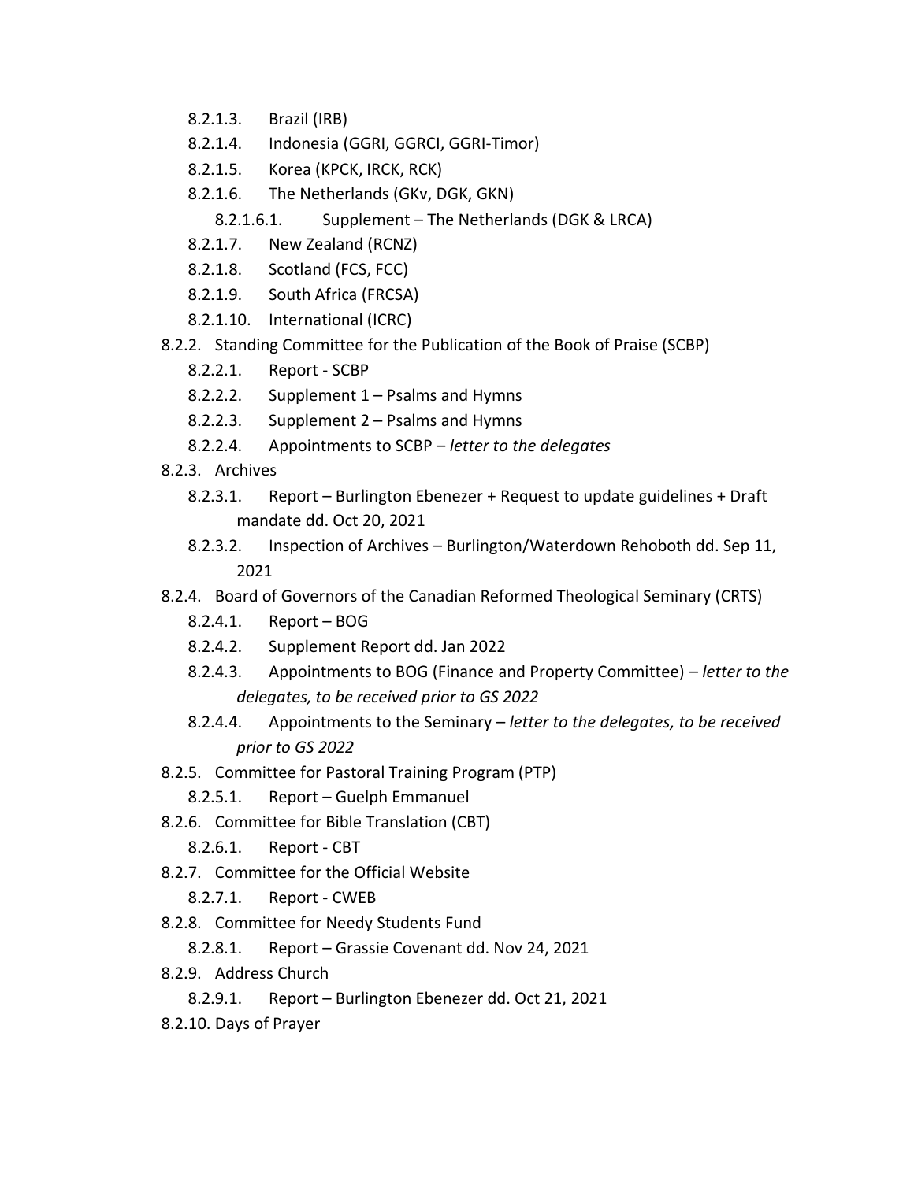- 8.2.1.3. Brazil (IRB)
- 8.2.1.4. Indonesia (GGRI, GGRCI, GGRI-Timor)
- 8.2.1.5. Korea (KPCK, IRCK, RCK)
- 8.2.1.6. The Netherlands (GKv, DGK, GKN)
  - 8.2.1.6.1. Supplement – The Netherlands (DGK & LRCA)
- 8.2.1.7. New Zealand (RCNZ)
- 8.2.1.8. Scotland (FCS, FCC)
- 8.2.1.9. South Africa (FRCSA)
- 8.2.1.10. International (ICRC)

8.2.2. Standing Committee for the Publication of the Book of Praise (SCBP)

- 8.2.2.1. Report - SCBP
- 8.2.2.2. Supplement 1 – Psalms and Hymns
- 8.2.2.3. Supplement 2 – Psalms and Hymns
- 8.2.2.4. Appointments to SCBP – *letter to the delegates*

8.2.3. Archives

- 8.2.3.1. Report – Burlington Ebenezer + Request to update guidelines + Draft mandate dd. Oct 20, 2021
- 8.2.3.2. Inspection of Archives – Burlington/Waterdown Rehoboth dd. Sep 11, 2021

8.2.4. Board of Governors of the Canadian Reformed Theological Seminary (CRTS)

- 8.2.4.1. Report – BOG
- 8.2.4.2. Supplement Report dd. Jan 2022
- 8.2.4.3. Appointments to BOG (Finance and Property Committee) – *letter to the delegates, to be received prior to GS 2022*
- 8.2.4.4. Appointments to the Seminary – *letter to the delegates, to be received prior to GS 2022*

8.2.5. Committee for Pastoral Training Program (PTP)

- 8.2.5.1. Report – Guelph Emmanuel

8.2.6. Committee for Bible Translation (CBT)

- 8.2.6.1. Report - CBT

8.2.7. Committee for the Official Website

- 8.2.7.1. Report - CWEB

8.2.8. Committee for Needy Students Fund

- 8.2.8.1. Report – Grassie Covenant dd. Nov 24, 2021

8.2.9. Address Church

- 8.2.9.1. Report – Burlington Ebenezer dd. Oct 21, 2021

8.2.10. Days of Prayer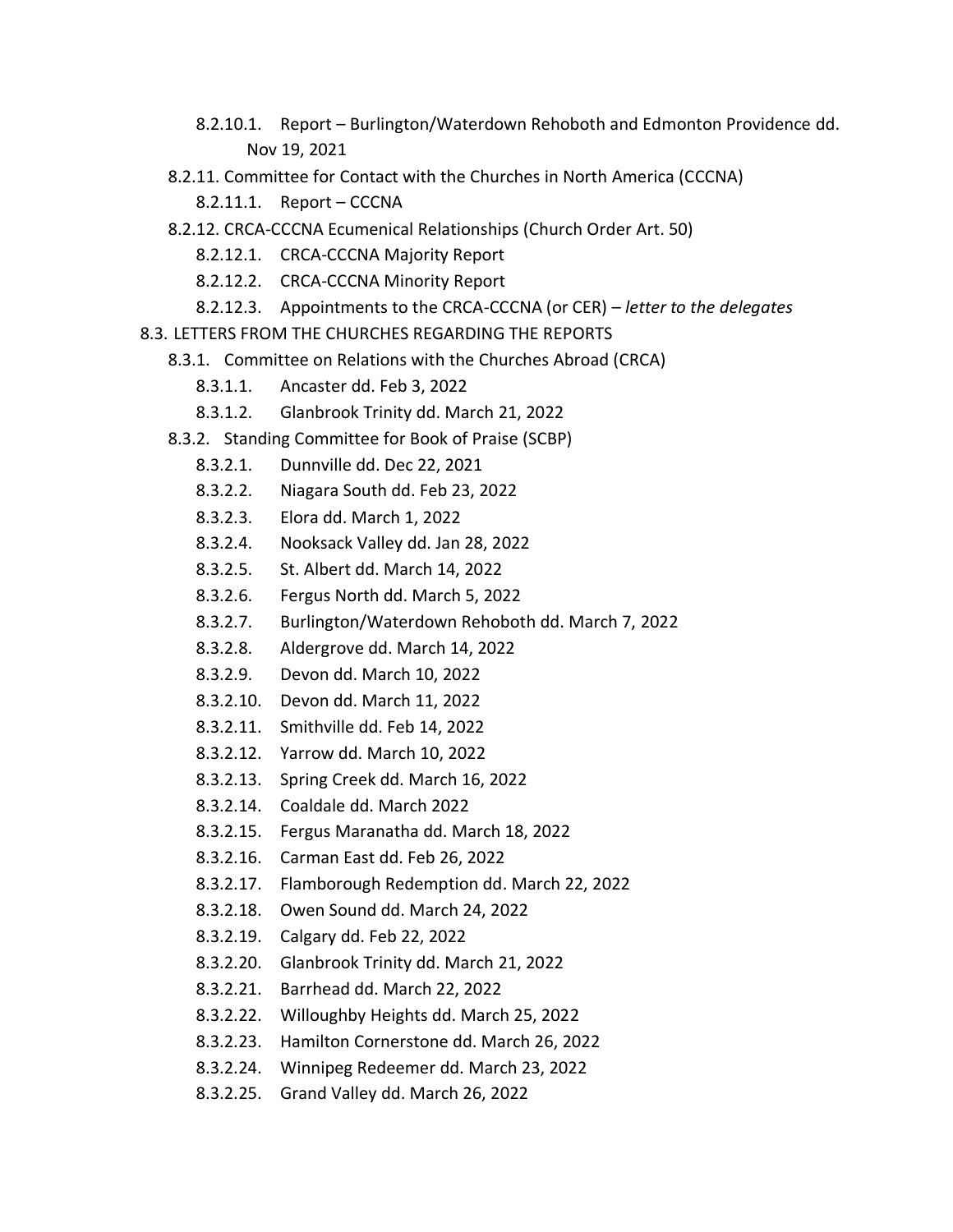- 8.2.10.1. Report – Burlington/Waterdown Rehoboth and Edmonton Providence dd. Nov 19, 2021
- 8.2.11. Committee for Contact with the Churches in North America (CCCNA)
  - 8.2.11.1. Report – CCCNA
- 8.2.12. CRCA-CCCNA Ecumenical Relationships (Church Order Art. 50)
  - 8.2.12.1. CRCA-CCCNA Majority Report
  - 8.2.12.2. CRCA-CCCNA Minority Report
  - 8.2.12.3. Appointments to the CRCA-CCCNA (or CER) – *letter to the delegates*

8.3. LETTERS FROM THE CHURCHES REGARDING THE REPORTS

- 8.3.1. Committee on Relations with the Churches Abroad (CRCA)
  - 8.3.1.1. Ancaster dd. Feb 3, 2022
  - 8.3.1.2. Glanbrook Trinity dd. March 21, 2022
- 8.3.2. Standing Committee for Book of Praise (SCBP)
  - 8.3.2.1. Dunnville dd. Dec 22, 2021
  - 8.3.2.2. Niagara South dd. Feb 23, 2022
  - 8.3.2.3. Elora dd. March 1, 2022
  - 8.3.2.4. Nooksack Valley dd. Jan 28, 2022
  - 8.3.2.5. St. Albert dd. March 14, 2022
  - 8.3.2.6. Fergus North dd. March 5, 2022
  - 8.3.2.7. Burlington/Waterdown Rehoboth dd. March 7, 2022
  - 8.3.2.8. Aldergrove dd. March 14, 2022
  - 8.3.2.9. Devon dd. March 10, 2022
  - 8.3.2.10. Devon dd. March 11, 2022
  - 8.3.2.11. Smithville dd. Feb 14, 2022
  - 8.3.2.12. Yarrow dd. March 10, 2022
  - 8.3.2.13. Spring Creek dd. March 16, 2022
  - 8.3.2.14. Coaldale dd. March 2022
  - 8.3.2.15. Fergus Maranatha dd. March 18, 2022
  - 8.3.2.16. Carman East dd. Feb 26, 2022
  - 8.3.2.17. Flamborough Redemption dd. March 22, 2022
  - 8.3.2.18. Owen Sound dd. March 24, 2022
  - 8.3.2.19. Calgary dd. Feb 22, 2022
  - 8.3.2.20. Glanbrook Trinity dd. March 21, 2022
  - 8.3.2.21. Barrhead dd. March 22, 2022
  - 8.3.2.22. Willoughby Heights dd. March 25, 2022
  - 8.3.2.23. Hamilton Cornerstone dd. March 26, 2022
  - 8.3.2.24. Winnipeg Redeemer dd. March 23, 2022
  - 8.3.2.25. Grand Valley dd. March 26, 2022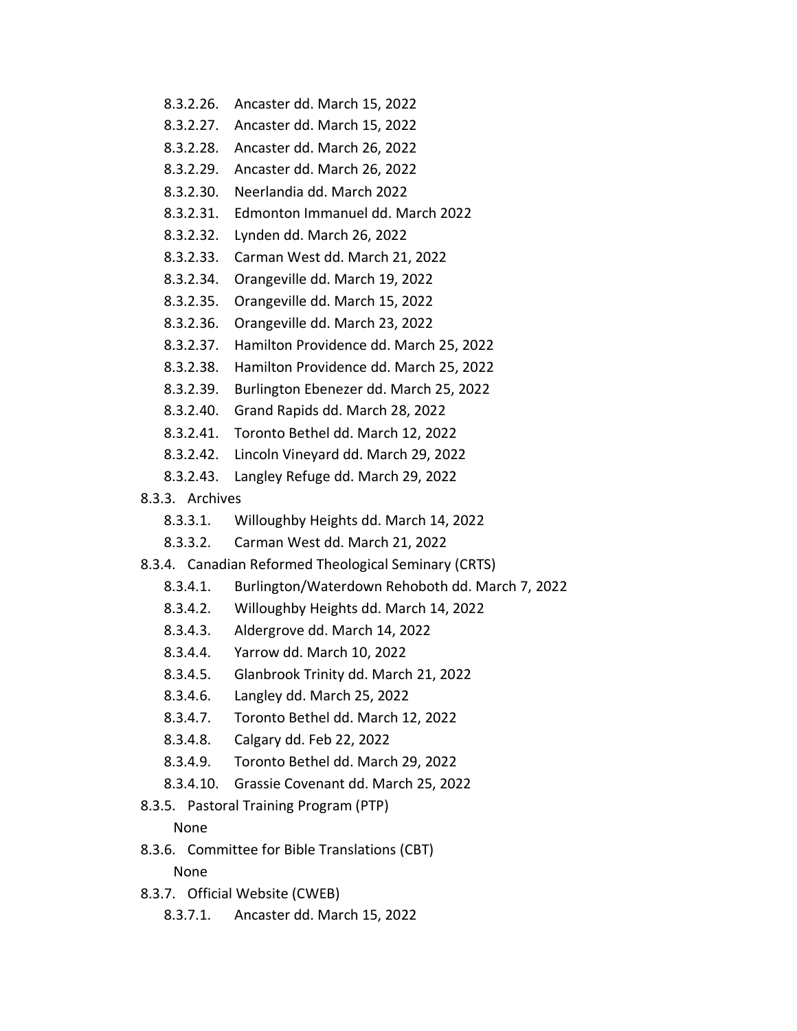- 8.3.2.26. Ancaster dd. March 15, 2022
- 8.3.2.27. Ancaster dd. March 15, 2022
- 8.3.2.28. Ancaster dd. March 26, 2022
- 8.3.2.29. Ancaster dd. March 26, 2022
- 8.3.2.30. Neerlandia dd. March 2022
- 8.3.2.31. Edmonton Immanuel dd. March 2022
- 8.3.2.32. Lynden dd. March 26, 2022
- 8.3.2.33. Carman West dd. March 21, 2022
- 8.3.2.34. Orangeville dd. March 19, 2022
- 8.3.2.35. Orangeville dd. March 15, 2022
- 8.3.2.36. Orangeville dd. March 23, 2022
- 8.3.2.37. Hamilton Providence dd. March 25, 2022
- 8.3.2.38. Hamilton Providence dd. March 25, 2022
- 8.3.2.39. Burlington Ebenezer dd. March 25, 2022
- 8.3.2.40. Grand Rapids dd. March 28, 2022
- 8.3.2.41. Toronto Bethel dd. March 12, 2022
- 8.3.2.42. Lincoln Vineyard dd. March 29, 2022
- 8.3.2.43. Langley Refuge dd. March 29, 2022

8.3.3. Archives

- 8.3.3.1. Willoughby Heights dd. March 14, 2022
- 8.3.3.2. Carman West dd. March 21, 2022

8.3.4. Canadian Reformed Theological Seminary (CRTS)

- 8.3.4.1. Burlington/Waterdown Rehoboth dd. March 7, 2022
- 8.3.4.2. Willoughby Heights dd. March 14, 2022
- 8.3.4.3. Aldergrove dd. March 14, 2022
- 8.3.4.4. Yarrow dd. March 10, 2022
- 8.3.4.5. Glanbrook Trinity dd. March 21, 2022
- 8.3.4.6. Langley dd. March 25, 2022
- 8.3.4.7. Toronto Bethel dd. March 12, 2022
- 8.3.4.8. Calgary dd. Feb 22, 2022
- 8.3.4.9. Toronto Bethel dd. March 29, 2022
- 8.3.4.10. Grassie Covenant dd. March 25, 2022

8.3.5. Pastoral Training Program (PTP)

None

8.3.6. Committee for Bible Translations (CBT)

None

8.3.7. Official Website (CWEB)

- 8.3.7.1. Ancaster dd. March 15, 2022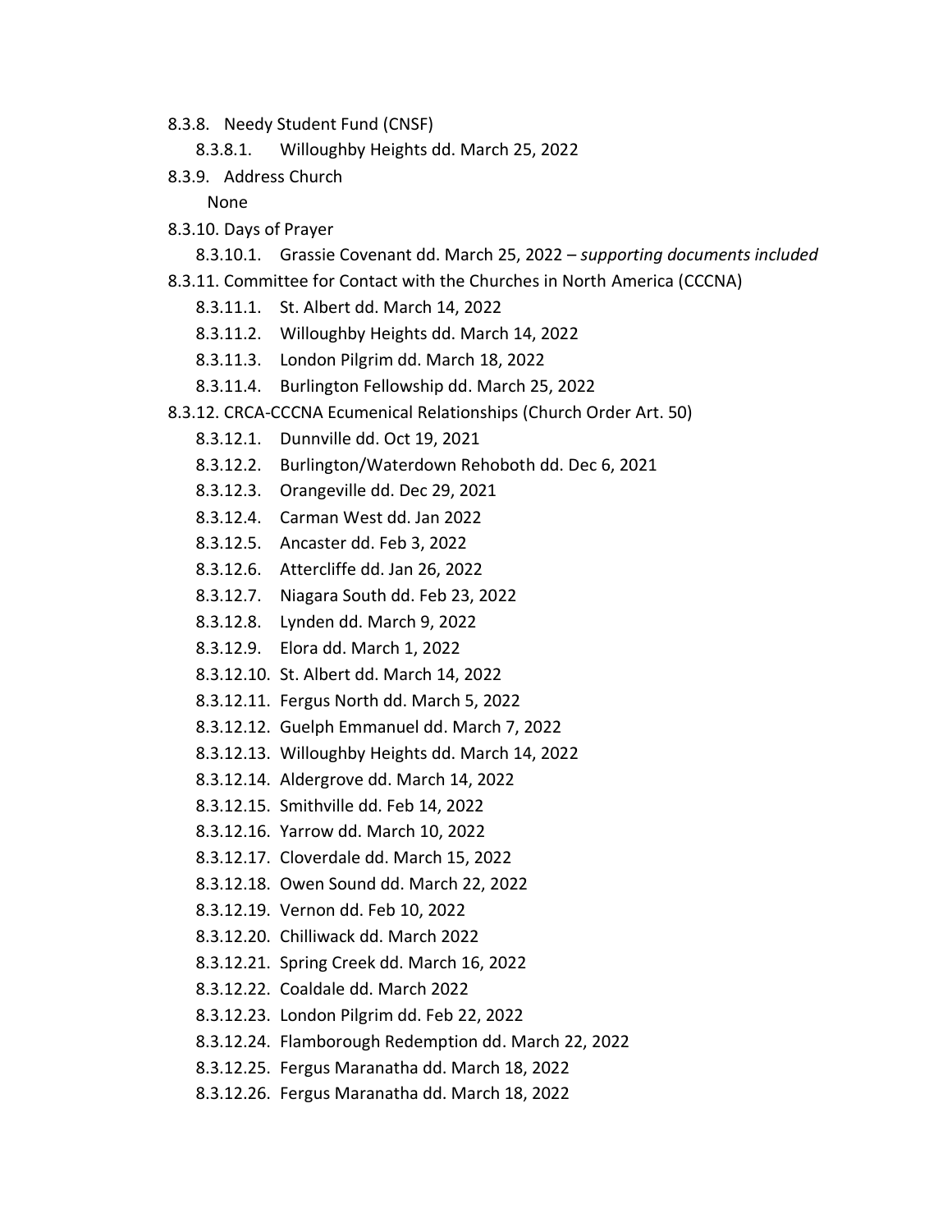- 8.3.8. Needy Student Fund (CNSF)
  - 8.3.8.1. Willoughby Heights dd. March 25, 2022
- 8.3.9. Address Church

  None
- 8.3.10. Days of Prayer
  - 8.3.10.1. Grassie Covenant dd. March 25, 2022 – *supporting documents included*
- 8.3.11. Committee for Contact with the Churches in North America (CCCNA)
  - 8.3.11.1. St. Albert dd. March 14, 2022
  - 8.3.11.2. Willoughby Heights dd. March 14, 2022
  - 8.3.11.3. London Pilgrim dd. March 18, 2022
  - 8.3.11.4. Burlington Fellowship dd. March 25, 2022
- 8.3.12. CRCA-CCCNA Ecumenical Relationships (Church Order Art. 50)
  - 8.3.12.1. Dunnville dd. Oct 19, 2021
  - 8.3.12.2. Burlington/Waterdown Rehoboth dd. Dec 6, 2021
  - 8.3.12.3. Orangeville dd. Dec 29, 2021
  - 8.3.12.4. Carman West dd. Jan 2022
  - 8.3.12.5. Ancaster dd. Feb 3, 2022
  - 8.3.12.6. Attercliffe dd. Jan 26, 2022
  - 8.3.12.7. Niagara South dd. Feb 23, 2022
  - 8.3.12.8. Lynden dd. March 9, 2022
  - 8.3.12.9. Elora dd. March 1, 2022
  - 8.3.12.10. St. Albert dd. March 14, 2022
  - 8.3.12.11. Fergus North dd. March 5, 2022
  - 8.3.12.12. Guelph Emmanuel dd. March 7, 2022
  - 8.3.12.13. Willoughby Heights dd. March 14, 2022
  - 8.3.12.14. Aldergrove dd. March 14, 2022
  - 8.3.12.15. Smithville dd. Feb 14, 2022
  - 8.3.12.16. Yarrow dd. March 10, 2022
  - 8.3.12.17. Cloverdale dd. March 15, 2022
  - 8.3.12.18. Owen Sound dd. March 22, 2022
  - 8.3.12.19. Vernon dd. Feb 10, 2022
  - 8.3.12.20. Chilliwack dd. March 2022
  - 8.3.12.21. Spring Creek dd. March 16, 2022
  - 8.3.12.22. Coaldale dd. March 2022
  - 8.3.12.23. London Pilgrim dd. Feb 22, 2022
  - 8.3.12.24. Flamborough Redemption dd. March 22, 2022
  - 8.3.12.25. Fergus Maranatha dd. March 18, 2022
  - 8.3.12.26. Fergus Maranatha dd. March 18, 2022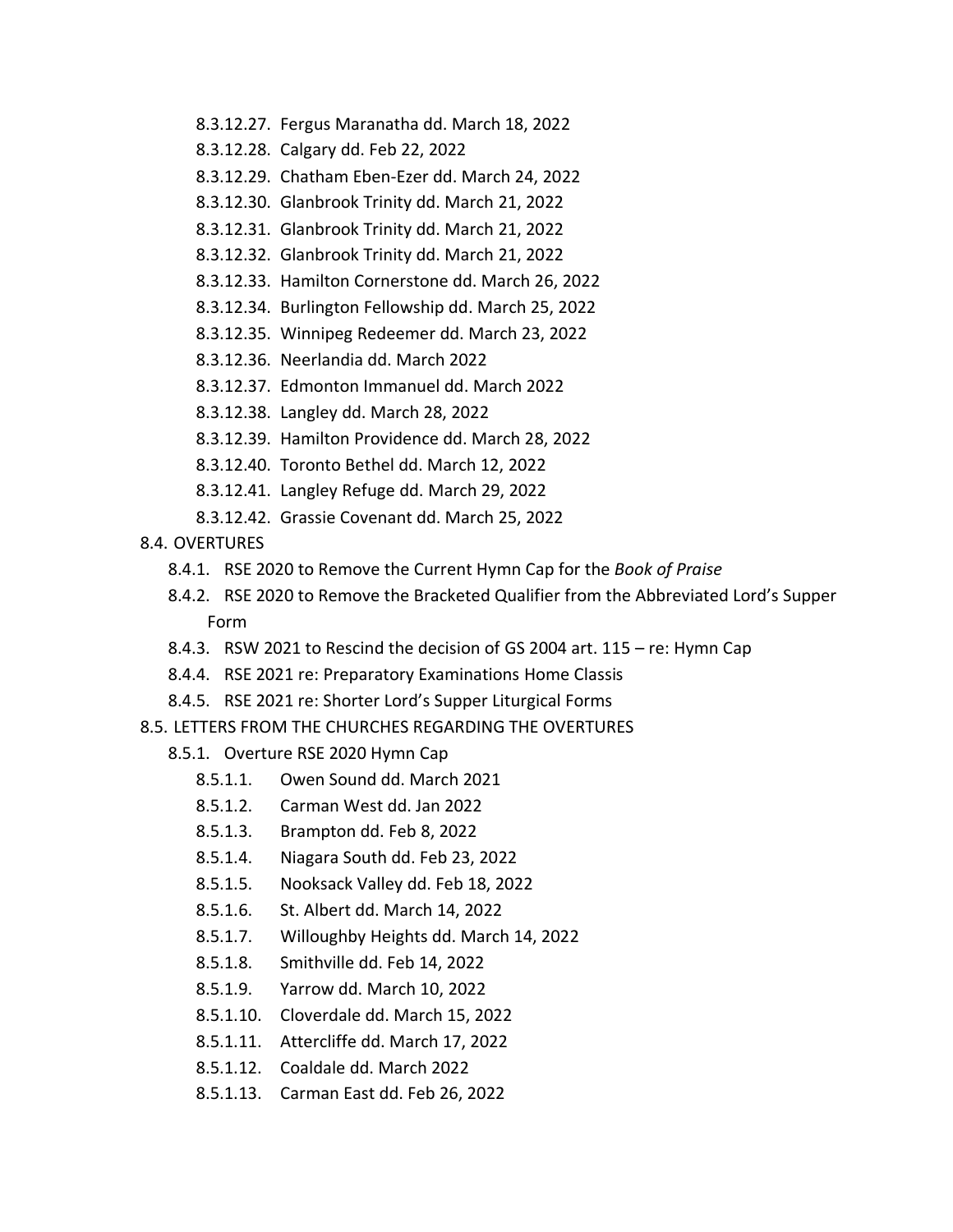- 8.3.12.27. Fergus Maranatha dd. March 18, 2022
- 8.3.12.28. Calgary dd. Feb 22, 2022
- 8.3.12.29. Chatham Eben-Ezer dd. March 24, 2022
- 8.3.12.30. Glanbrook Trinity dd. March 21, 2022
- 8.3.12.31. Glanbrook Trinity dd. March 21, 2022
- 8.3.12.32. Glanbrook Trinity dd. March 21, 2022
- 8.3.12.33. Hamilton Cornerstone dd. March 26, 2022
- 8.3.12.34. Burlington Fellowship dd. March 25, 2022
- 8.3.12.35. Winnipeg Redeemer dd. March 23, 2022
- 8.3.12.36. Neerlandia dd. March 2022
- 8.3.12.37. Edmonton Immanuel dd. March 2022
- 8.3.12.38. Langley dd. March 28, 2022
- 8.3.12.39. Hamilton Providence dd. March 28, 2022
- 8.3.12.40. Toronto Bethel dd. March 12, 2022
- 8.3.12.41. Langley Refuge dd. March 29, 2022
- 8.3.12.42. Grassie Covenant dd. March 25, 2022

8.4. OVERTURES

- 8.4.1. RSE 2020 to Remove the Current Hymn Cap for the *Book of Praise*
- 8.4.2. RSE 2020 to Remove the Bracketed Qualifier from the Abbreviated Lord's Supper Form
- 8.4.3. RSW 2021 to Rescind the decision of GS 2004 art. 115 – re: Hymn Cap
- 8.4.4. RSE 2021 re: Preparatory Examinations Home Classis
- 8.4.5. RSE 2021 re: Shorter Lord's Supper Liturgical Forms

8.5. LETTERS FROM THE CHURCHES REGARDING THE OVERTURES

- 8.5.1. Overture RSE 2020 Hymn Cap
  - 8.5.1.1. Owen Sound dd. March 2021
  - 8.5.1.2. Carman West dd. Jan 2022
  - 8.5.1.3. Brampton dd. Feb 8, 2022
  - 8.5.1.4. Niagara South dd. Feb 23, 2022
  - 8.5.1.5. Nooksack Valley dd. Feb 18, 2022
  - 8.5.1.6. St. Albert dd. March 14, 2022
  - 8.5.1.7. Willoughby Heights dd. March 14, 2022
  - 8.5.1.8. Smithville dd. Feb 14, 2022
  - 8.5.1.9. Yarrow dd. March 10, 2022
  - 8.5.1.10. Cloverdale dd. March 15, 2022
  - 8.5.1.11. Attercliffe dd. March 17, 2022
  - 8.5.1.12. Coaldale dd. March 2022
  - 8.5.1.13. Carman East dd. Feb 26, 2022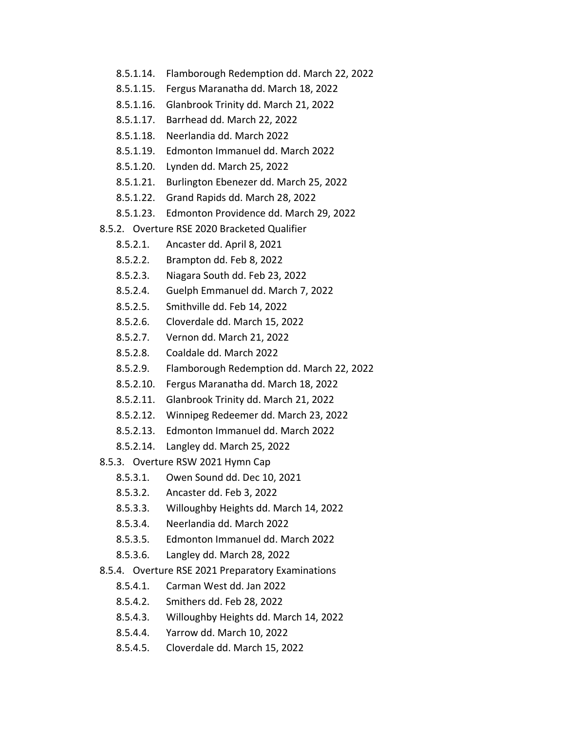- 8.5.1.14. Flamborough Redemption dd. March 22, 2022
- 8.5.1.15. Fergus Maranatha dd. March 18, 2022
- 8.5.1.16. Glanbrook Trinity dd. March 21, 2022
- 8.5.1.17. Barrhead dd. March 22, 2022
- 8.5.1.18. Neerlandia dd. March 2022
- 8.5.1.19. Edmonton Immanuel dd. March 2022
- 8.5.1.20. Lynden dd. March 25, 2022
- 8.5.1.21. Burlington Ebenezer dd. March 25, 2022
- 8.5.1.22. Grand Rapids dd. March 28, 2022
- 8.5.1.23. Edmonton Providence dd. March 29, 2022

8.5.2. Overture RSE 2020 Bracketed Qualifier

- 8.5.2.1. Ancaster dd. April 8, 2021
- 8.5.2.2. Brampton dd. Feb 8, 2022
- 8.5.2.3. Niagara South dd. Feb 23, 2022
- 8.5.2.4. Guelph Emmanuel dd. March 7, 2022
- 8.5.2.5. Smithville dd. Feb 14, 2022
- 8.5.2.6. Cloverdale dd. March 15, 2022
- 8.5.2.7. Vernon dd. March 21, 2022
- 8.5.2.8. Coaldale dd. March 2022
- 8.5.2.9. Flamborough Redemption dd. March 22, 2022
- 8.5.2.10. Fergus Maranatha dd. March 18, 2022
- 8.5.2.11. Glanbrook Trinity dd. March 21, 2022
- 8.5.2.12. Winnipeg Redeemer dd. March 23, 2022
- 8.5.2.13. Edmonton Immanuel dd. March 2022
- 8.5.2.14. Langley dd. March 25, 2022

8.5.3. Overture RSW 2021 Hymn Cap

- 8.5.3.1. Owen Sound dd. Dec 10, 2021
- 8.5.3.2. Ancaster dd. Feb 3, 2022
- 8.5.3.3. Willoughby Heights dd. March 14, 2022
- 8.5.3.4. Neerlandia dd. March 2022
- 8.5.3.5. Edmonton Immanuel dd. March 2022
- 8.5.3.6. Langley dd. March 28, 2022

8.5.4. Overture RSE 2021 Preparatory Examinations

- 8.5.4.1. Carman West dd. Jan 2022
- 8.5.4.2. Smithers dd. Feb 28, 2022
- 8.5.4.3. Willoughby Heights dd. March 14, 2022
- 8.5.4.4. Yarrow dd. March 10, 2022
- 8.5.4.5. Cloverdale dd. March 15, 2022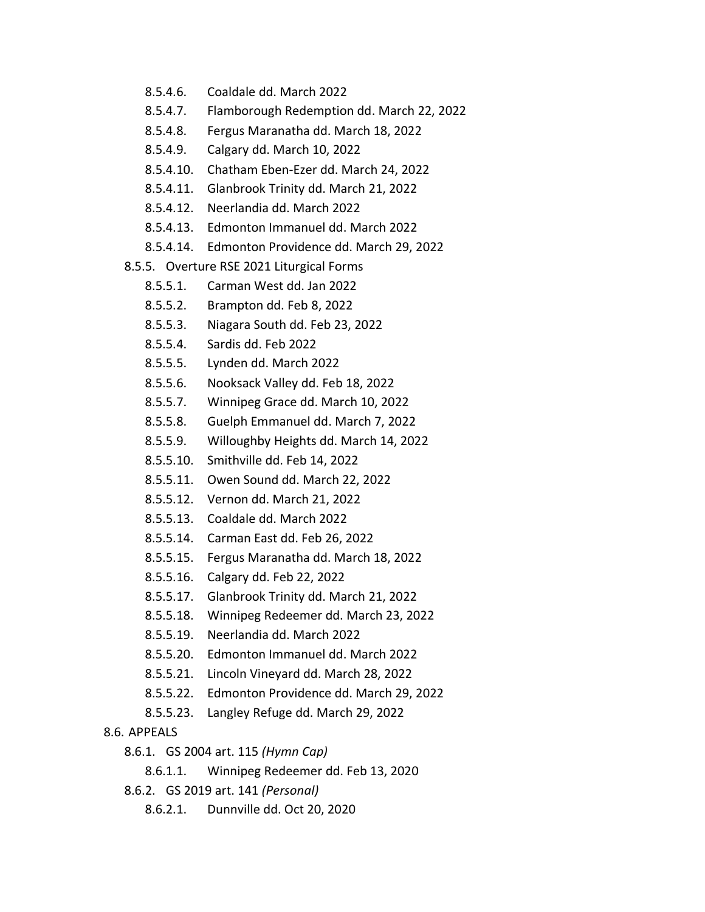- 8.5.4.6. Coaldale dd. March 2022
- 8.5.4.7. Flamborough Redemption dd. March 22, 2022
- 8.5.4.8. Fergus Maranatha dd. March 18, 2022
- 8.5.4.9. Calgary dd. March 10, 2022
- 8.5.4.10. Chatham Eben-Ezer dd. March 24, 2022
- 8.5.4.11. Glanbrook Trinity dd. March 21, 2022
- 8.5.4.12. Neerlandia dd. March 2022
- 8.5.4.13. Edmonton Immanuel dd. March 2022
- 8.5.4.14. Edmonton Providence dd. March 29, 2022

8.5.5. Overture RSE 2021 Liturgical Forms

- 8.5.5.1. Carman West dd. Jan 2022
- 8.5.5.2. Brampton dd. Feb 8, 2022
- 8.5.5.3. Niagara South dd. Feb 23, 2022
- 8.5.5.4. Sardis dd. Feb 2022
- 8.5.5.5. Lynden dd. March 2022
- 8.5.5.6. Nooksack Valley dd. Feb 18, 2022
- 8.5.5.7. Winnipeg Grace dd. March 10, 2022
- 8.5.5.8. Guelph Emmanuel dd. March 7, 2022
- 8.5.5.9. Willoughby Heights dd. March 14, 2022
- 8.5.5.10. Smithville dd. Feb 14, 2022
- 8.5.5.11. Owen Sound dd. March 22, 2022
- 8.5.5.12. Vernon dd. March 21, 2022
- 8.5.5.13. Coaldale dd. March 2022
- 8.5.5.14. Carman East dd. Feb 26, 2022
- 8.5.5.15. Fergus Maranatha dd. March 18, 2022
- 8.5.5.16. Calgary dd. Feb 22, 2022
- 8.5.5.17. Glanbrook Trinity dd. March 21, 2022
- 8.5.5.18. Winnipeg Redeemer dd. March 23, 2022
- 8.5.5.19. Neerlandia dd. March 2022
- 8.5.5.20. Edmonton Immanuel dd. March 2022
- 8.5.5.21. Lincoln Vineyard dd. March 28, 2022
- 8.5.5.22. Edmonton Providence dd. March 29, 2022
- 8.5.5.23. Langley Refuge dd. March 29, 2022

8.6. APPEALS

8.6.1. GS 2004 art. 115 *(Hymn Cap)*

- 8.6.1.1. Winnipeg Redeemer dd. Feb 13, 2020

8.6.2. GS 2019 art. 141 *(Personal)*

- 8.6.2.1. Dunnville dd. Oct 20, 2020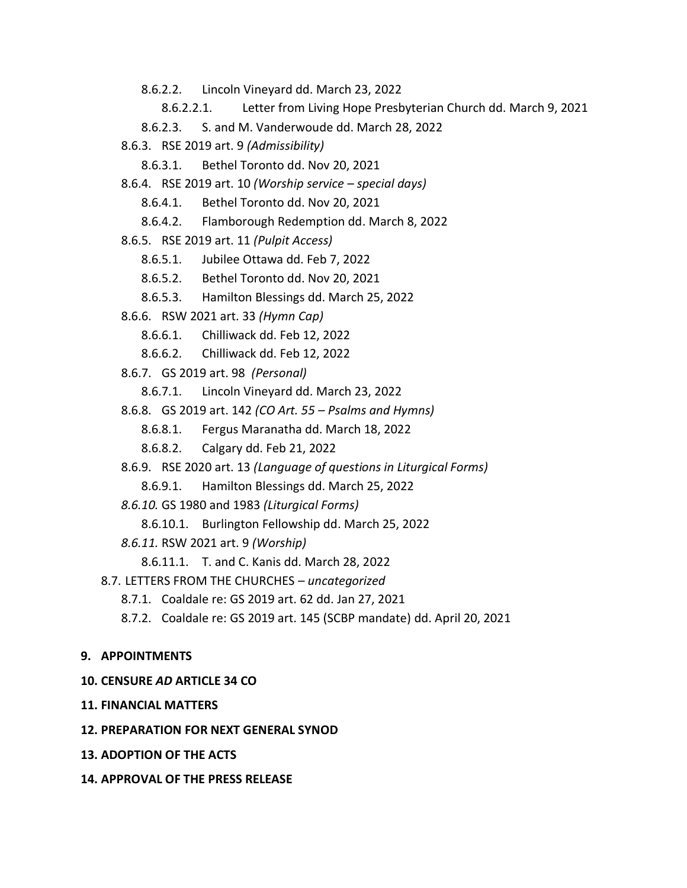- 8.6.2.2. Lincoln Vineyard dd. March 23, 2022
  - 8.6.2.2.1. Letter from Living Hope Presbyterian Church dd. March 9, 2021
- 8.6.2.3. S. and M. Vanderwoude dd. March 28, 2022

- 8.6.3. RSE 2019 art. 9 *(Admissibility)*
  - 8.6.3.1. Bethel Toronto dd. Nov 20, 2021
- 8.6.4. RSE 2019 art. 10 *(Worship service – special days)*
  - 8.6.4.1. Bethel Toronto dd. Nov 20, 2021
  - 8.6.4.2. Flamborough Redemption dd. March 8, 2022
- 8.6.5. RSE 2019 art. 11 *(Pulpit Access)*
  - 8.6.5.1. Jubilee Ottawa dd. Feb 7, 2022
  - 8.6.5.2. Bethel Toronto dd. Nov 20, 2021
  - 8.6.5.3. Hamilton Blessings dd. March 25, 2022
- 8.6.6. RSW 2021 art. 33 *(Hymn Cap)*
  - 8.6.6.1. Chilliwack dd. Feb 12, 2022
  - 8.6.6.2. Chilliwack dd. Feb 12, 2022
- 8.6.7. GS 2019 art. 98 *(Personal)*
  - 8.6.7.1. Lincoln Vineyard dd. March 23, 2022
- 8.6.8. GS 2019 art. 142 *(CO Art. 55 – Psalms and Hymns)*
  - 8.6.8.1. Fergus Maranatha dd. March 18, 2022
  - 8.6.8.2. Calgary dd. Feb 21, 2022
- 8.6.9. RSE 2020 art. 13 *(Language of questions in Liturgical Forms)*
  - 8.6.9.1. Hamilton Blessings dd. March 25, 2022
- *8.6.10.* GS 1980 and 1983 *(Liturgical Forms)*
  - 8.6.10.1. Burlington Fellowship dd. March 25, 2022
- *8.6.11.* RSW 2021 art. 9 *(Worship)*
  - 8.6.11.1. T. and C. Kanis dd. March 28, 2022

- 8.7. LETTERS FROM THE CHURCHES – *uncategorized*
  - 8.7.1. Coaldale re: GS 2019 art. 62 dd. Jan 27, 2021
  - 8.7.2. Coaldale re: GS 2019 art. 145 (SCBP mandate) dd. April 20, 2021

**9. APPOINTMENTS**

**10. CENSURE *AD* ARTICLE 34 CO**

**11. FINANCIAL MATTERS**

**12. PREPARATION FOR NEXT GENERAL SYNOD**

**13. ADOPTION OF THE ACTS**

**14. APPROVAL OF THE PRESS RELEASE**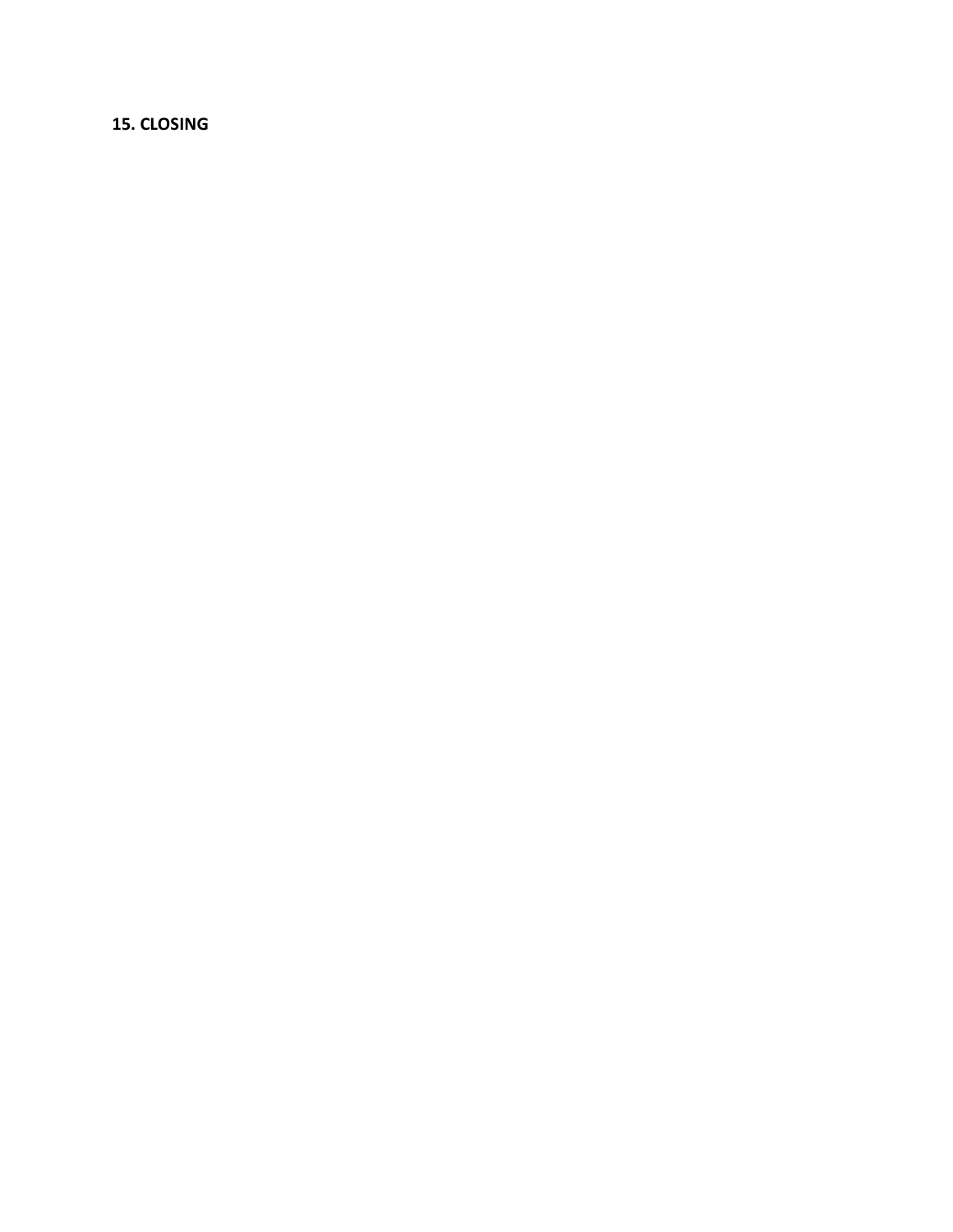## 15. CLOSING